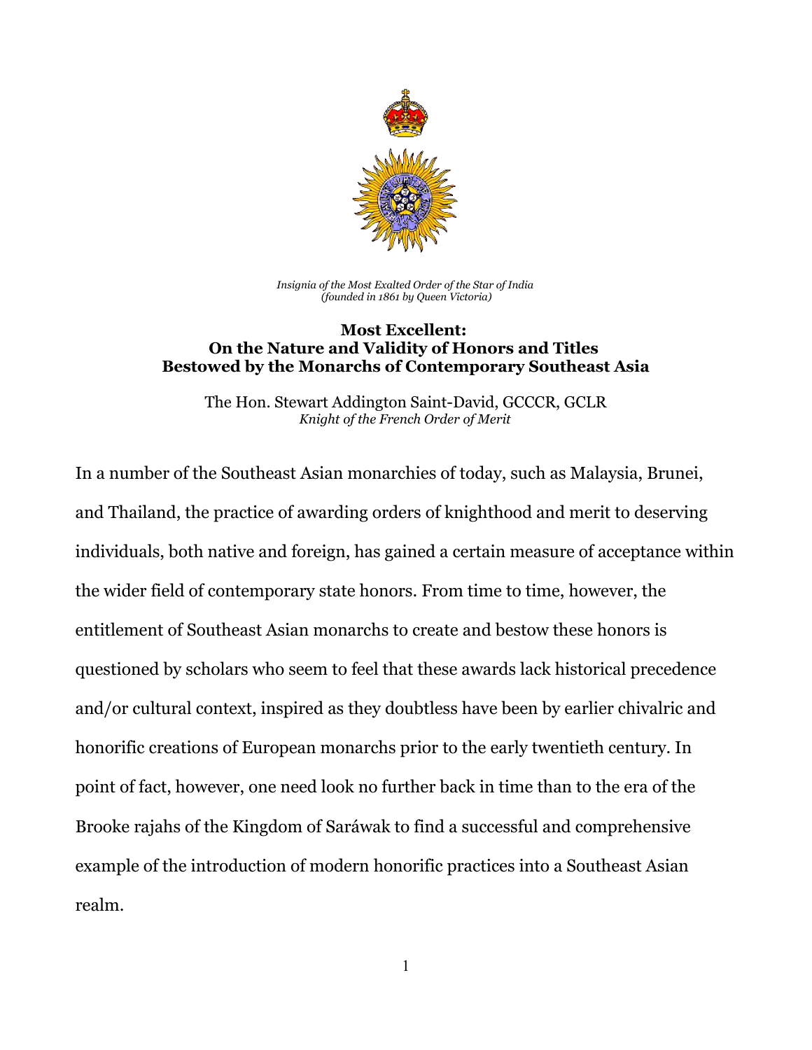*Insignia of the Most Exalted Order of the Star of India*
*(founded in 1861 by Queen Victoria)*

# Most Excellent: On the Nature and Validity of Honors and Titles Bestowed by the Monarchs of Contemporary Southeast Asia

The Hon. Stewart Addington Saint-David, GCCCR, GCLR
*Knight of the French Order of Merit*

In a number of the Southeast Asian monarchies of today, such as Malaysia, Brunei, and Thailand, the practice of awarding orders of knighthood and merit to deserving individuals, both native and foreign, has gained a certain measure of acceptance within the wider field of contemporary state honors. From time to time, however, the entitlement of Southeast Asian monarchs to create and bestow these honors is questioned by scholars who seem to feel that these awards lack historical precedence and/or cultural context, inspired as they doubtless have been by earlier chivalric and honorific creations of European monarchs prior to the early twentieth century. In point of fact, however, one need look no further back in time than to the era of the Brooke rajahs of the Kingdom of Saráwak to find a successful and comprehensive example of the introduction of modern honorific practices into a Southeast Asian realm.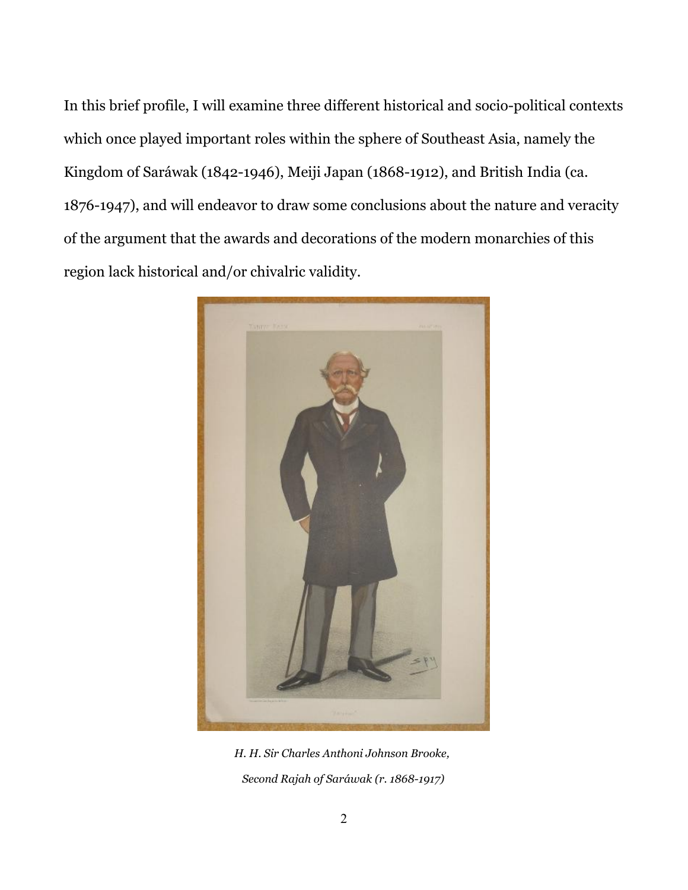In this brief profile, I will examine three different historical and socio-political contexts which once played important roles within the sphere of Southeast Asia, namely the Kingdom of Saráwak (1842-1946), Meiji Japan (1868-1912), and British India (ca. 1876-1947), and will endeavor to draw some conclusions about the nature and veracity of the argument that the awards and decorations of the modern monarchies of this region lack historical and/or chivalric validity.

*H. H. Sir Charles Anthoni Johnson Brooke,*

*Second Rajah of Saráwak (r. 1868-1917)*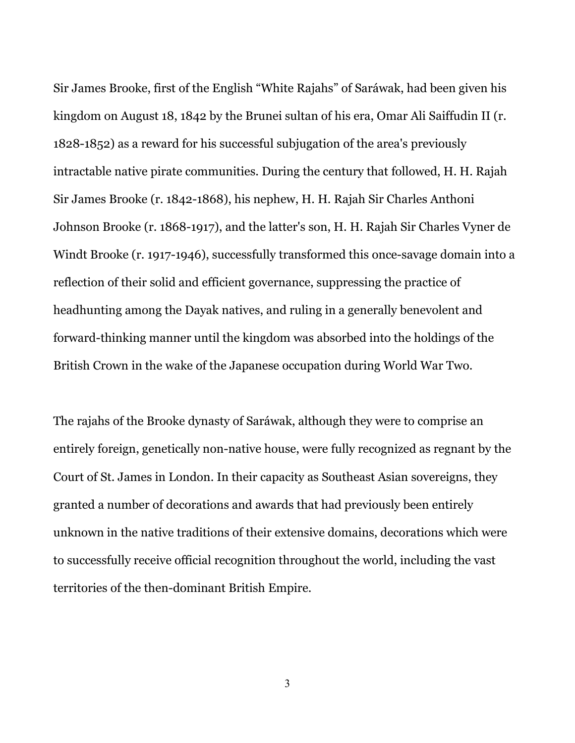Sir James Brooke, first of the English "White Rajahs" of Saráwak, had been given his kingdom on August 18, 1842 by the Brunei sultan of his era, Omar Ali Saiffudin II (r. 1828-1852) as a reward for his successful subjugation of the area's previously intractable native pirate communities. During the century that followed, H. H. Rajah Sir James Brooke (r. 1842-1868), his nephew, H. H. Rajah Sir Charles Anthoni Johnson Brooke (r. 1868-1917), and the latter's son, H. H. Rajah Sir Charles Vyner de Windt Brooke (r. 1917-1946), successfully transformed this once-savage domain into a reflection of their solid and efficient governance, suppressing the practice of headhunting among the Dayak natives, and ruling in a generally benevolent and forward-thinking manner until the kingdom was absorbed into the holdings of the British Crown in the wake of the Japanese occupation during World War Two.

The rajahs of the Brooke dynasty of Saráwak, although they were to comprise an entirely foreign, genetically non-native house, were fully recognized as regnant by the Court of St. James in London. In their capacity as Southeast Asian sovereigns, they granted a number of decorations and awards that had previously been entirely unknown in the native traditions of their extensive domains, decorations which were to successfully receive official recognition throughout the world, including the vast territories of the then-dominant British Empire.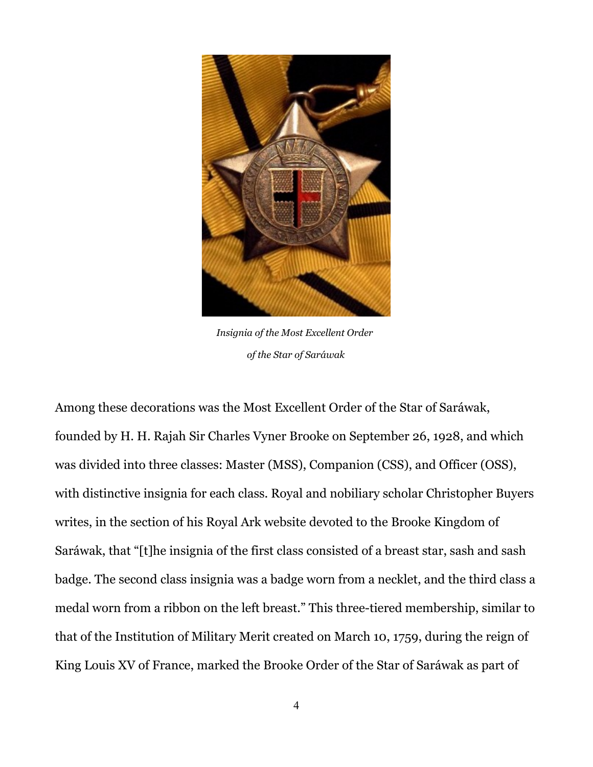*Insignia of the Most Excellent Order of the Star of Saráwak*

Among these decorations was the Most Excellent Order of the Star of Saráwak, founded by H. H. Rajah Sir Charles Vyner Brooke on September 26, 1928, and which was divided into three classes: Master (MSS), Companion (CSS), and Officer (OSS), with distinctive insignia for each class. Royal and nobiliary scholar Christopher Buyers writes, in the section of his Royal Ark website devoted to the Brooke Kingdom of Saráwak, that "[t]he insignia of the first class consisted of a breast star, sash and sash badge. The second class insignia was a badge worn from a necklet, and the third class a medal worn from a ribbon on the left breast." This three-tiered membership, similar to that of the Institution of Military Merit created on March 10, 1759, during the reign of King Louis XV of France, marked the Brooke Order of the Star of Saráwak as part of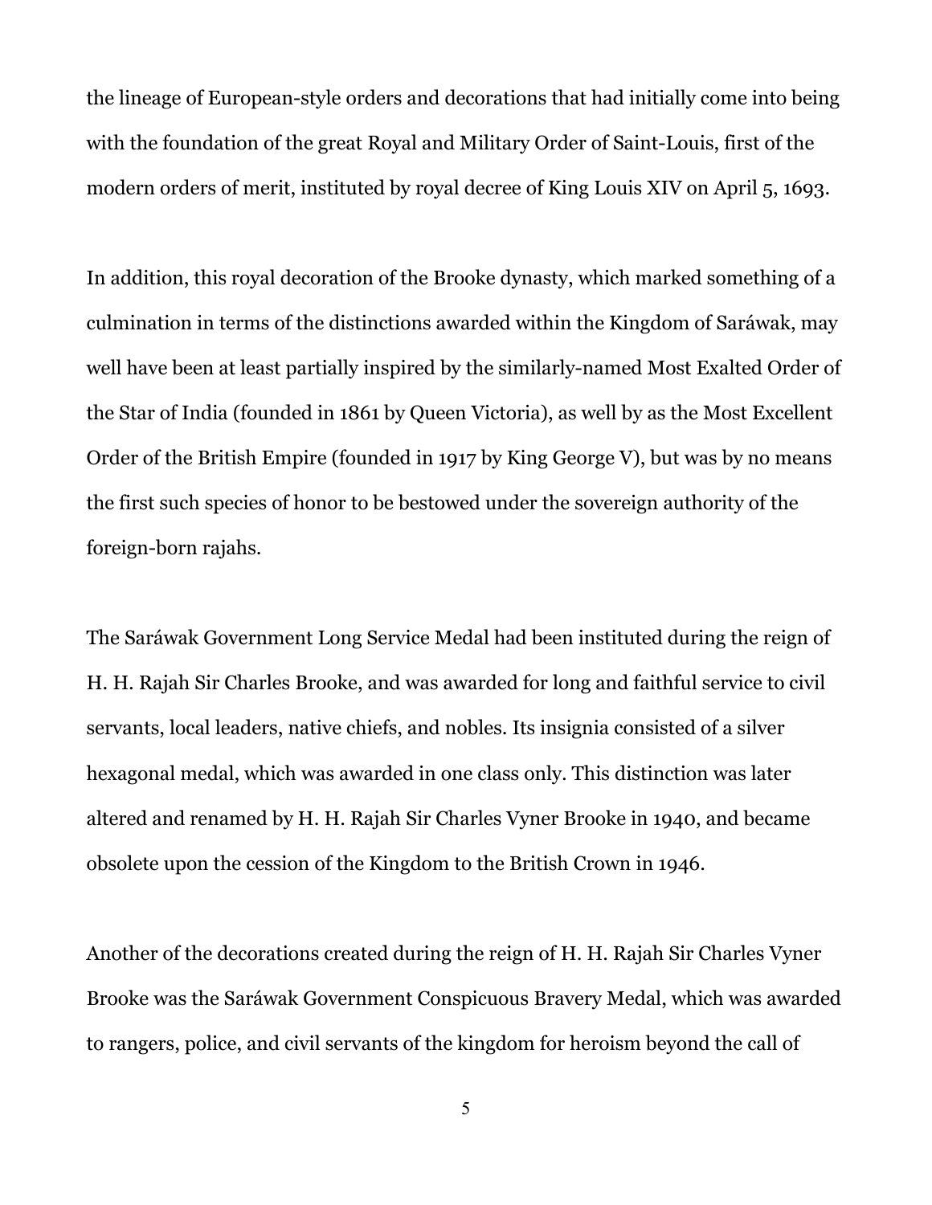the lineage of European-style orders and decorations that had initially come into being with the foundation of the great Royal and Military Order of Saint-Louis, first of the modern orders of merit, instituted by royal decree of King Louis XIV on April 5, 1693.

In addition, this royal decoration of the Brooke dynasty, which marked something of a culmination in terms of the distinctions awarded within the Kingdom of Saráwak, may well have been at least partially inspired by the similarly-named Most Exalted Order of the Star of India (founded in 1861 by Queen Victoria), as well by as the Most Excellent Order of the British Empire (founded in 1917 by King George V), but was by no means the first such species of honor to be bestowed under the sovereign authority of the foreign-born rajahs.

The Saráwak Government Long Service Medal had been instituted during the reign of H. H. Rajah Sir Charles Brooke, and was awarded for long and faithful service to civil servants, local leaders, native chiefs, and nobles. Its insignia consisted of a silver hexagonal medal, which was awarded in one class only. This distinction was later altered and renamed by H. H. Rajah Sir Charles Vyner Brooke in 1940, and became obsolete upon the cession of the Kingdom to the British Crown in 1946.

Another of the decorations created during the reign of H. H. Rajah Sir Charles Vyner Brooke was the Saráwak Government Conspicuous Bravery Medal, which was awarded to rangers, police, and civil servants of the kingdom for heroism beyond the call of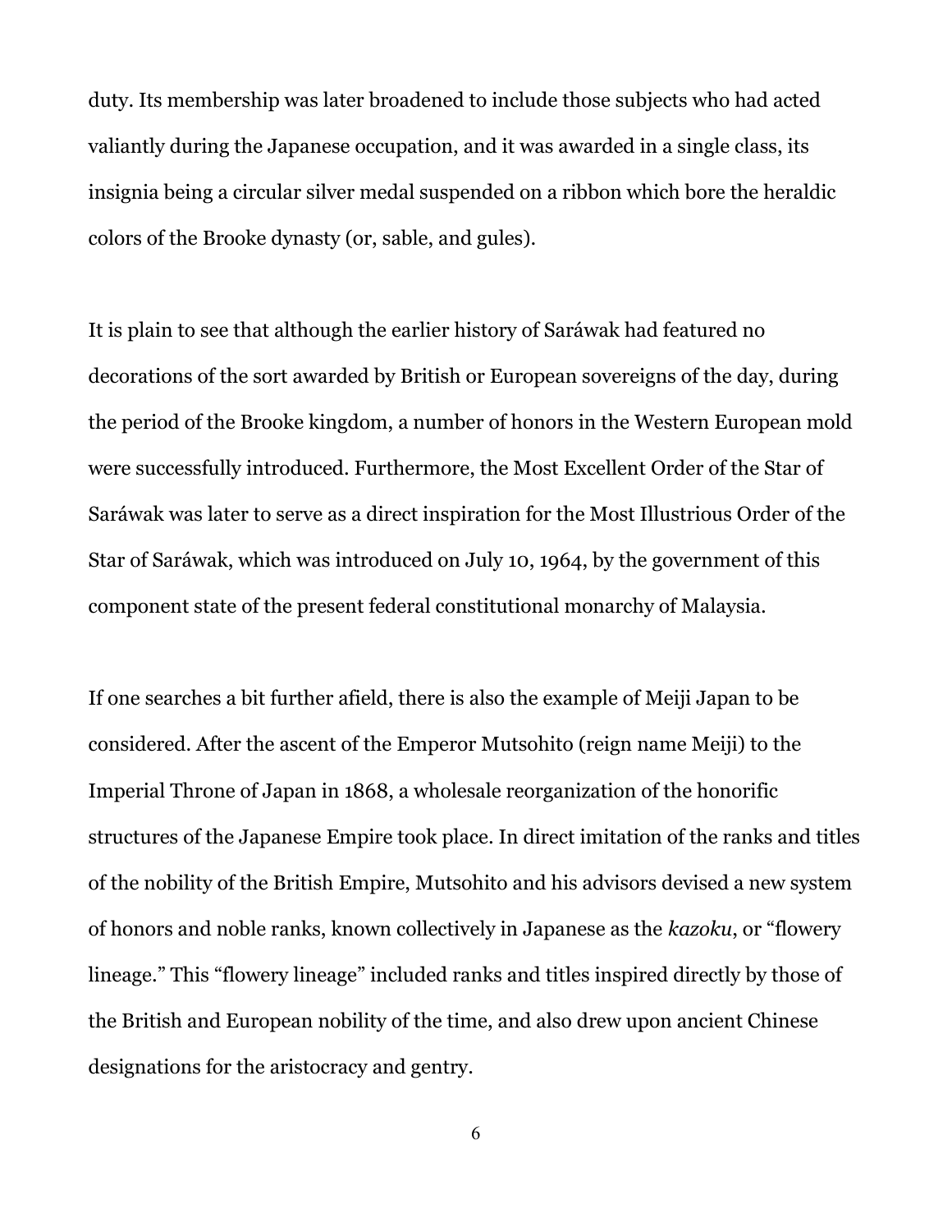duty. Its membership was later broadened to include those subjects who had acted valiantly during the Japanese occupation, and it was awarded in a single class, its insignia being a circular silver medal suspended on a ribbon which bore the heraldic colors of the Brooke dynasty (or, sable, and gules).

It is plain to see that although the earlier history of Saráwak had featured no decorations of the sort awarded by British or European sovereigns of the day, during the period of the Brooke kingdom, a number of honors in the Western European mold were successfully introduced. Furthermore, the Most Excellent Order of the Star of Saráwak was later to serve as a direct inspiration for the Most Illustrious Order of the Star of Saráwak, which was introduced on July 10, 1964, by the government of this component state of the present federal constitutional monarchy of Malaysia.

If one searches a bit further afield, there is also the example of Meiji Japan to be considered. After the ascent of the Emperor Mutsohito (reign name Meiji) to the Imperial Throne of Japan in 1868, a wholesale reorganization of the honorific structures of the Japanese Empire took place. In direct imitation of the ranks and titles of the nobility of the British Empire, Mutsohito and his advisors devised a new system of honors and noble ranks, known collectively in Japanese as the *kazoku*, or "flowery lineage." This "flowery lineage" included ranks and titles inspired directly by those of the British and European nobility of the time, and also drew upon ancient Chinese designations for the aristocracy and gentry.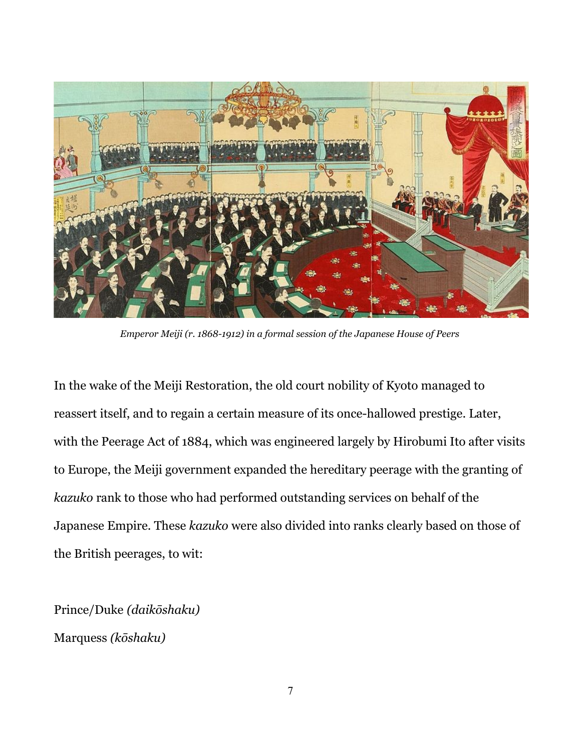*Emperor Meiji (r. 1868-1912) in a formal session of the Japanese House of Peers*

In the wake of the Meiji Restoration, the old court nobility of Kyoto managed to reassert itself, and to regain a certain measure of its once-hallowed prestige. Later, with the Peerage Act of 1884, which was engineered largely by Hirobumi Ito after visits to Europe, the Meiji government expanded the hereditary peerage with the granting of *kazuko* rank to those who had performed outstanding services on behalf of the Japanese Empire. These *kazuko* were also divided into ranks clearly based on those of the British peerages, to wit:

Prince/Duke *(daikōshaku)*

Marquess *(kōshaku)*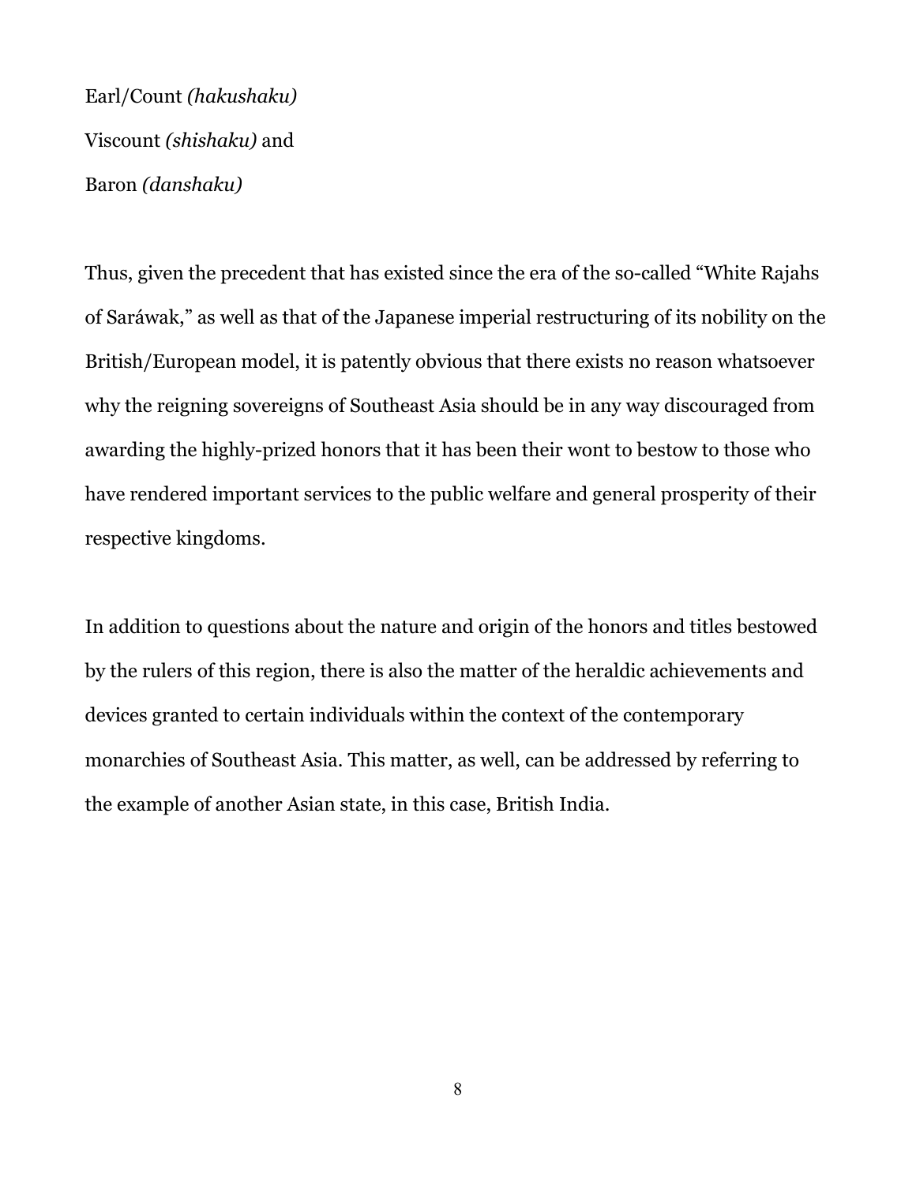Earl/Count *(hakushaku)*

Viscount *(shishaku)* and

Baron *(danshaku)*

Thus, given the precedent that has existed since the era of the so-called "White Rajahs of Saráwak," as well as that of the Japanese imperial restructuring of its nobility on the British/European model, it is patently obvious that there exists no reason whatsoever why the reigning sovereigns of Southeast Asia should be in any way discouraged from awarding the highly-prized honors that it has been their wont to bestow to those who have rendered important services to the public welfare and general prosperity of their respective kingdoms.

In addition to questions about the nature and origin of the honors and titles bestowed by the rulers of this region, there is also the matter of the heraldic achievements and devices granted to certain individuals within the context of the contemporary monarchies of Southeast Asia. This matter, as well, can be addressed by referring to the example of another Asian state, in this case, British India.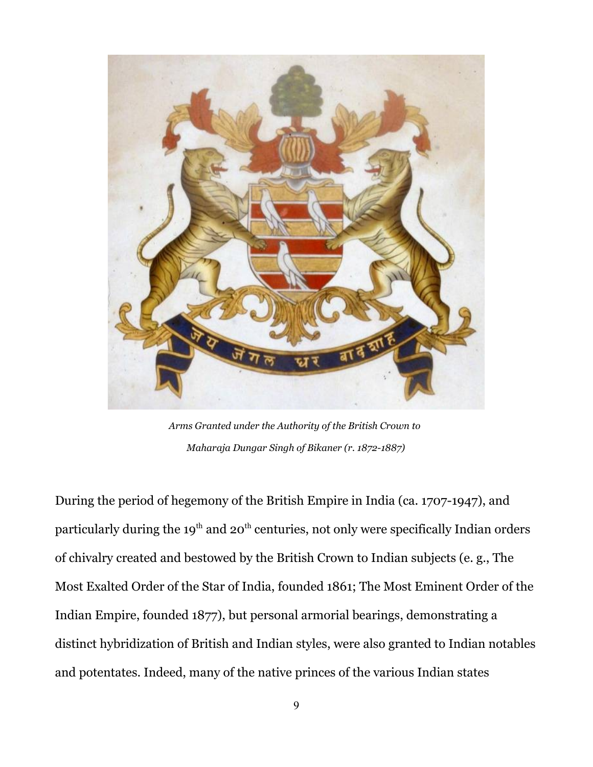*Arms Granted under the Authority of the British Crown to Maharaja Dungar Singh of Bikaner (r. 1872-1887)*

During the period of hegemony of the British Empire in India (ca. 1707-1947), and particularly during the 19th and 20th centuries, not only were specifically Indian orders of chivalry created and bestowed by the British Crown to Indian subjects (e. g., The Most Exalted Order of the Star of India, founded 1861; The Most Eminent Order of the Indian Empire, founded 1877), but personal armorial bearings, demonstrating a distinct hybridization of British and Indian styles, were also granted to Indian notables and potentates. Indeed, many of the native princes of the various Indian states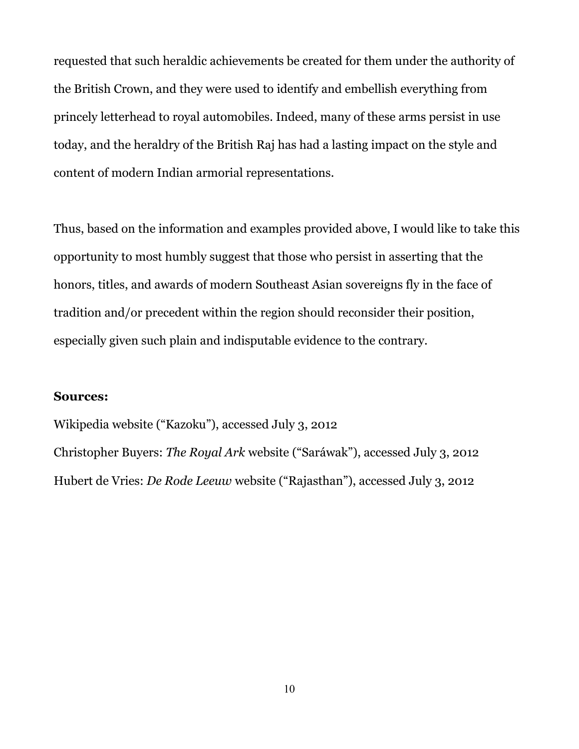requested that such heraldic achievements be created for them under the authority of the British Crown, and they were used to identify and embellish everything from princely letterhead to royal automobiles. Indeed, many of these arms persist in use today, and the heraldry of the British Raj has had a lasting impact on the style and content of modern Indian armorial representations.

Thus, based on the information and examples provided above, I would like to take this opportunity to most humbly suggest that those who persist in asserting that the honors, titles, and awards of modern Southeast Asian sovereigns fly in the face of tradition and/or precedent within the region should reconsider their position, especially given such plain and indisputable evidence to the contrary.

**Sources:**

Wikipedia website ("Kazoku"), accessed July 3, 2012

Christopher Buyers: *The Royal Ark* website ("Saráwak"), accessed July 3, 2012

Hubert de Vries: *De Rode Leeuw* website ("Rajasthan"), accessed July 3, 2012